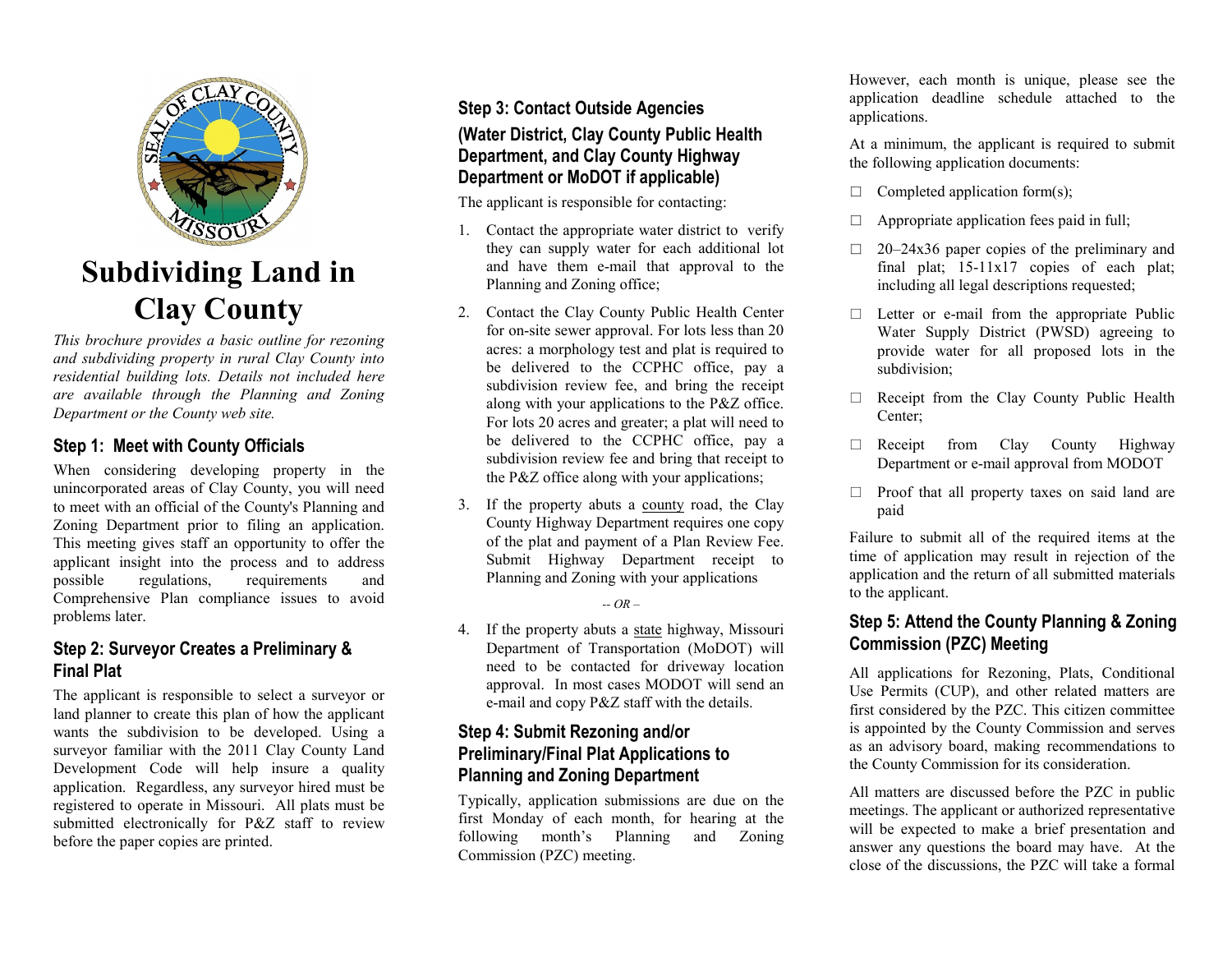# Subdividing Land in Clay County

*This brochure provides a basic outline for rezoning and subdividing property in rural Clay County into residential building lots. Details not included here are available through the Planning and Zoning Department or the County web site.*

## Step 1: Meet with County Officials

When considering developing property in the unincorporated areas of Clay County, you will need to meet with an official of the County's Planning and Zoning Department prior to filing an application. This meeting gives staff an opportunity to offer the applicant insight into the process and to address possible regulations, requirements and Comprehensive Plan compliance issues to avoid problems later.

## Step 2: Surveyor Creates a Preliminary & Final Plat

The applicant is responsible to select a surveyor or land planner to create this plan of how the applicant wants the subdivision to be developed. Using a surveyor familiar with the 2011 Clay County Land Development Code will help insure a quality application. Regardless, any surveyor hired must be registered to operate in Missouri. All plats must be submitted electronically for P&Z staff to review before the paper copies are printed.

## Step 3: Contact Outside Agencies

### (Water District, Clay County Public Health Department, and Clay County Highway Department or MoDOT if applicable)

The applicant is responsible for contacting:

1. Contact the appropriate water district to verify they can supply water for each additional lot and have them e-mail that approval to the Planning and Zoning office;
2. Contact the Clay County Public Health Center for on-site sewer approval. For lots less than 20 acres: a morphology test and plat is required to be delivered to the CCPHC office, pay a subdivision review fee, and bring the receipt along with your applications to the P&Z office. For lots 20 acres and greater; a plat will need to be delivered to the CCPHC office, pay a subdivision review fee and bring that receipt to the P&Z office along with your applications;
3. If the property abuts a county road, the Clay County Highway Department requires one copy of the plat and payment of a Plan Review Fee. Submit Highway Department receipt to Planning and Zoning with your applications

*-- OR –*

4. If the property abuts a state highway, Missouri Department of Transportation (MoDOT) will need to be contacted for driveway location approval. In most cases MODOT will send an e-mail and copy P&Z staff with the details.

## Step 4: Submit Rezoning and/or Preliminary/Final Plat Applications to Planning and Zoning Department

Typically, application submissions are due on the first Monday of each month, for hearing at the following month's Planning and Zoning Commission (PZC) meeting.

However, each month is unique, please see the application deadline schedule attached to the applications.

At a minimum, the applicant is required to submit the following application documents:

- ☐ Completed application form(s);
- ☐ Appropriate application fees paid in full;
- ☐ 20–24x36 paper copies of the preliminary and final plat; 15-11x17 copies of each plat; including all legal descriptions requested;
- ☐ Letter or e-mail from the appropriate Public Water Supply District (PWSD) agreeing to provide water for all proposed lots in the subdivision;
- ☐ Receipt from the Clay County Public Health Center;
- ☐ Receipt from Clay County Highway Department or e-mail approval from MODOT
- ☐ Proof that all property taxes on said land are paid

Failure to submit all of the required items at the time of application may result in rejection of the application and the return of all submitted materials to the applicant.

## Step 5: Attend the County Planning & Zoning Commission (PZC) Meeting

All applications for Rezoning, Plats, Conditional Use Permits (CUP), and other related matters are first considered by the PZC. This citizen committee is appointed by the County Commission and serves as an advisory board, making recommendations to the County Commission for its consideration.

All matters are discussed before the PZC in public meetings. The applicant or authorized representative will be expected to make a brief presentation and answer any questions the board may have. At the close of the discussions, the PZC will take a formal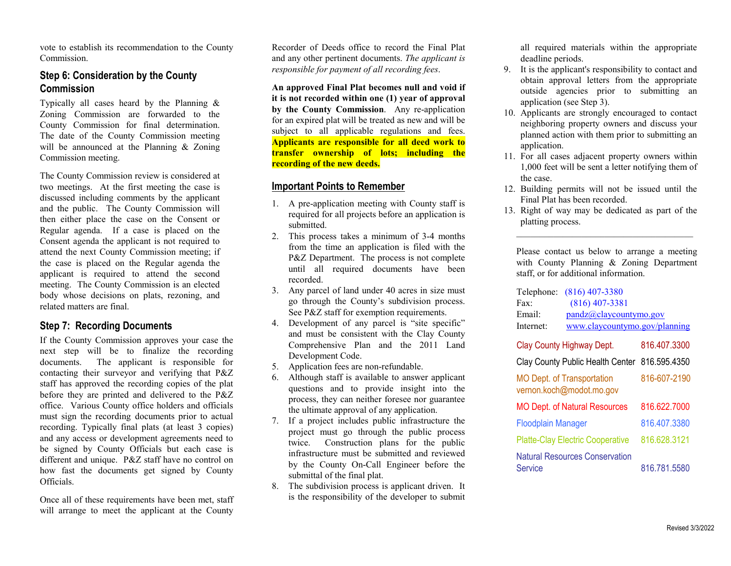vote to establish its recommendation to the County Commission.

## Step 6: Consideration by the County Commission

Typically all cases heard by the Planning & Zoning Commission are forwarded to the County Commission for final determination. The date of the County Commission meeting will be announced at the Planning & Zoning Commission meeting.

The County Commission review is considered at two meetings. At the first meeting the case is discussed including comments by the applicant and the public. The County Commission will then either place the case on the Consent or Regular agenda. If a case is placed on the Consent agenda the applicant is not required to attend the next County Commission meeting; if the case is placed on the Regular agenda the applicant is required to attend the second meeting. The County Commission is an elected body whose decisions on plats, rezoning, and related matters are final.

## Step 7: Recording Documents

If the County Commission approves your case the next step will be to finalize the recording documents. The applicant is responsible for contacting their surveyor and verifying that P&Z staff has approved the recording copies of the plat before they are printed and delivered to the P&Z office. Various County office holders and officials must sign the recording documents prior to actual recording. Typically final plats (at least 3 copies) and any access or development agreements need to be signed by County Officials but each case is different and unique. P&Z staff have no control on how fast the documents get signed by County Officials.

Once all of these requirements have been met, staff will arrange to meet the applicant at the County Recorder of Deeds office to record the Final Plat and any other pertinent documents. *The applicant is responsible for payment of all recording fees*.

**An approved Final Plat becomes null and void if it is not recorded within one (1) year of approval by the County Commission**. Any re-application for an expired plat will be treated as new and will be subject to all applicable regulations and fees. **Applicants are responsible for all deed work to transfer ownership of lots; including the recording of the new deeds.**

## Important Points to Remember

1. A pre-application meeting with County staff is required for all projects before an application is submitted.
2. This process takes a minimum of 3-4 months from the time an application is filed with the P&Z Department. The process is not complete until all required documents have been recorded.
3. Any parcel of land under 40 acres in size must go through the County's subdivision process. See P&Z staff for exemption requirements.
4. Development of any parcel is "site specific" and must be consistent with the Clay County Comprehensive Plan and the 2011 Land Development Code.
5. Application fees are non-refundable.
6. Although staff is available to answer applicant questions and to provide insight into the process, they can neither foresee nor guarantee the ultimate approval of any application.
7. If a project includes public infrastructure the project must go through the public process twice. Construction plans for the public infrastructure must be submitted and reviewed by the County On-Call Engineer before the submittal of the final plat.
8. The subdivision process is applicant driven. It is the responsibility of the developer to submit all required materials within the appropriate deadline periods.
9. It is the applicant's responsibility to contact and obtain approval letters from the appropriate outside agencies prior to submitting an application (see Step 3).
10. Applicants are strongly encouraged to contact neighboring property owners and discuss your planned action with them prior to submitting an application.
11. For all cases adjacent property owners within 1,000 feet will be sent a letter notifying them of the case.
12. Building permits will not be issued until the Final Plat has been recorded.
13. Right of way may be dedicated as part of the platting process.

---

Please contact us below to arrange a meeting with County Planning & Zoning Department staff, or for additional information.

Telephone: (816) 407-3380
Fax: (816) 407-3381
Email: pandz@claycountymo.gov
Internet: www.claycountymo.gov/planning

| | |
|---|---|
| Clay County Highway Dept. | 816.407.3300 |
| Clay County Public Health Center | 816.595.4350 |
| MO Dept. of Transportation vernon.koch@modot.mo.gov | 816-607-2190 |
| MO Dept. of Natural Resources | 816.622.7000 |
| Floodplain Manager | 816.407.3380 |
| Platte-Clay Electric Cooperative | 816.628.3121 |
| Natural Resources Conservation Service | 816.781.5580 |

Revised 3/3/2022